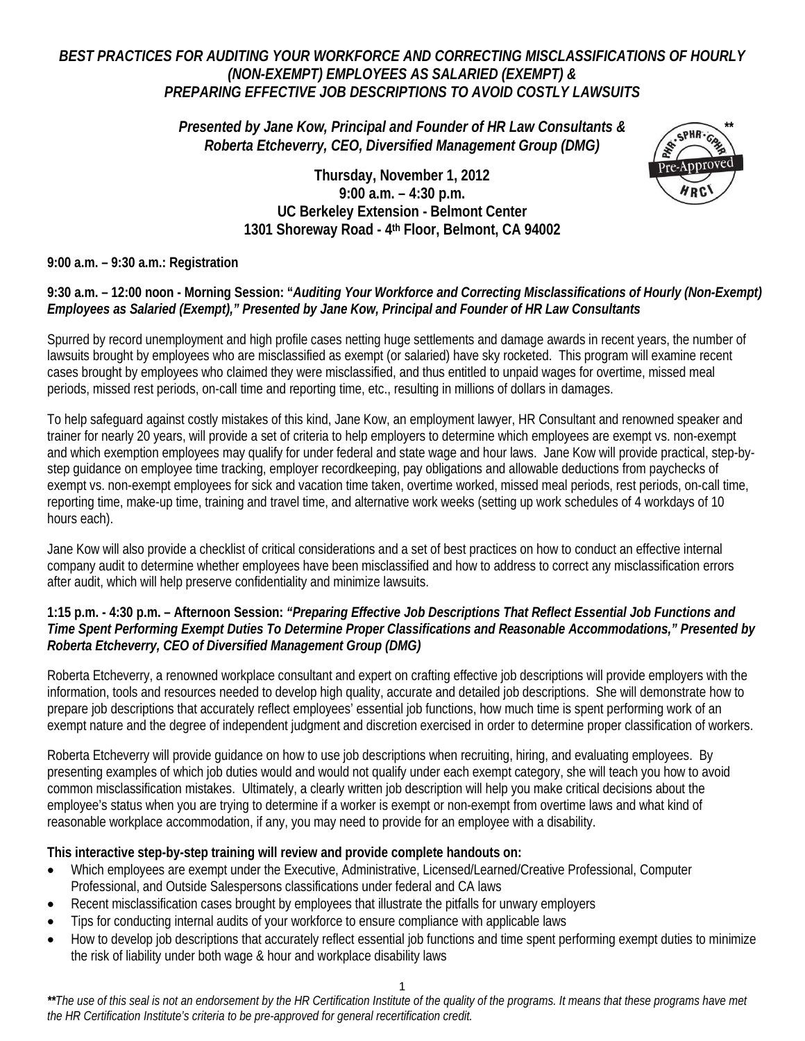# *BEST PRACTICES FOR AUDITING YOUR WORKFORCE AND CORRECTING MISCLASSIFICATIONS OF HOURLY (NON-EXEMPT) EMPLOYEES AS SALARIED (EXEMPT) & PREPARING EFFECTIVE JOB DESCRIPTIONS TO AVOID COSTLY LAWSUITS*

***Presented by Jane Kow, Principal and Founder of HR Law Consultants & Roberta Etcheverry, CEO, Diversified Management Group (DMG)*** **

**Thursday, November 1, 2012**
**9:00 a.m. – 4:30 p.m.**
**UC Berkeley Extension - Belmont Center**
**1301 Shoreway Road - 4th Floor, Belmont, CA 94002**

**9:00 a.m. – 9:30 a.m.: Registration**

**9:30 a.m. – 12:00 noon - Morning Session: "*Auditing Your Workforce and Correcting Misclassifications of Hourly (Non-Exempt) Employees as Salaried (Exempt)," Presented by Jane Kow, Principal and Founder of HR Law Consultants***

Spurred by record unemployment and high profile cases netting huge settlements and damage awards in recent years, the number of lawsuits brought by employees who are misclassified as exempt (or salaried) have sky rocketed. This program will examine recent cases brought by employees who claimed they were misclassified, and thus entitled to unpaid wages for overtime, missed meal periods, missed rest periods, on-call time and reporting time, etc., resulting in millions of dollars in damages.

To help safeguard against costly mistakes of this kind, Jane Kow, an employment lawyer, HR Consultant and renowned speaker and trainer for nearly 20 years, will provide a set of criteria to help employers to determine which employees are exempt vs. non-exempt and which exemption employees may qualify for under federal and state wage and hour laws. Jane Kow will provide practical, step-by-step guidance on employee time tracking, employer recordkeeping, pay obligations and allowable deductions from paychecks of exempt vs. non-exempt employees for sick and vacation time taken, overtime worked, missed meal periods, rest periods, on-call time, reporting time, make-up time, training and travel time, and alternative work weeks (setting up work schedules of 4 workdays of 10 hours each).

Jane Kow will also provide a checklist of critical considerations and a set of best practices on how to conduct an effective internal company audit to determine whether employees have been misclassified and how to address to correct any misclassification errors after audit, which will help preserve confidentiality and minimize lawsuits.

**1:15 p.m. - 4:30 p.m. – Afternoon Session: *"Preparing Effective Job Descriptions That Reflect Essential Job Functions and Time Spent Performing Exempt Duties To Determine Proper Classifications and Reasonable Accommodations," Presented by Roberta Etcheverry, CEO of Diversified Management Group (DMG)***

Roberta Etcheverry, a renowned workplace consultant and expert on crafting effective job descriptions will provide employers with the information, tools and resources needed to develop high quality, accurate and detailed job descriptions. She will demonstrate how to prepare job descriptions that accurately reflect employees' essential job functions, how much time is spent performing work of an exempt nature and the degree of independent judgment and discretion exercised in order to determine proper classification of workers.

Roberta Etcheverry will provide guidance on how to use job descriptions when recruiting, hiring, and evaluating employees. By presenting examples of which job duties would and would not qualify under each exempt category, she will teach you how to avoid common misclassification mistakes. Ultimately, a clearly written job description will help you make critical decisions about the employee's status when you are trying to determine if a worker is exempt or non-exempt from overtime laws and what kind of reasonable workplace accommodation, if any, you may need to provide for an employee with a disability.

**This interactive step-by-step training will review and provide complete handouts on:**

- Which employees are exempt under the Executive, Administrative, Licensed/Learned/Creative Professional, Computer Professional, and Outside Salespersons classifications under federal and CA laws
- Recent misclassification cases brought by employees that illustrate the pitfalls for unwary employers
- Tips for conducting internal audits of your workforce to ensure compliance with applicable laws
- How to develop job descriptions that accurately reflect essential job functions and time spent performing exempt duties to minimize the risk of liability under both wage & hour and workplace disability laws

***The use of this seal is not an endorsement by the HR Certification Institute of the quality of the programs. It means that these programs have met the HR Certification Institute's criteria to be pre-approved for general recertification credit.*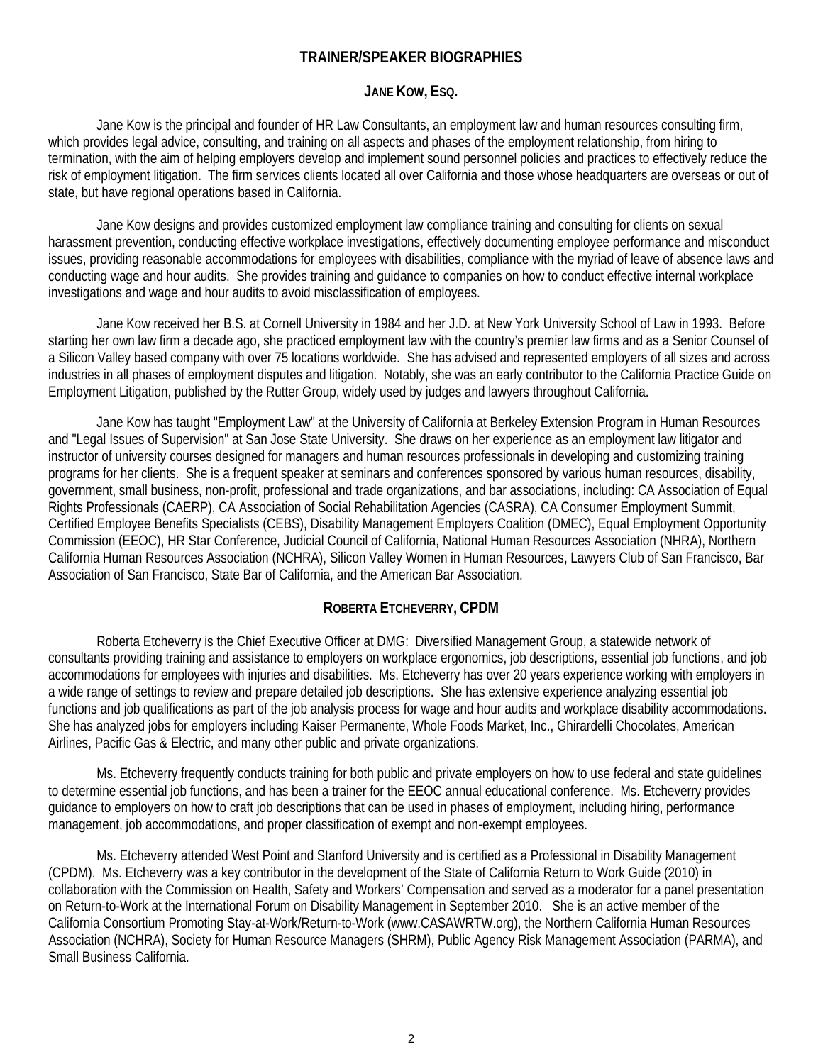# TRAINER/SPEAKER BIOGRAPHIES

## JANE KOW, ESQ.

Jane Kow is the principal and founder of HR Law Consultants, an employment law and human resources consulting firm, which provides legal advice, consulting, and training on all aspects and phases of the employment relationship, from hiring to termination, with the aim of helping employers develop and implement sound personnel policies and practices to effectively reduce the risk of employment litigation. The firm services clients located all over California and those whose headquarters are overseas or out of state, but have regional operations based in California.

Jane Kow designs and provides customized employment law compliance training and consulting for clients on sexual harassment prevention, conducting effective workplace investigations, effectively documenting employee performance and misconduct issues, providing reasonable accommodations for employees with disabilities, compliance with the myriad of leave of absence laws and conducting wage and hour audits. She provides training and guidance to companies on how to conduct effective internal workplace investigations and wage and hour audits to avoid misclassification of employees.

Jane Kow received her B.S. at Cornell University in 1984 and her J.D. at New York University School of Law in 1993. Before starting her own law firm a decade ago, she practiced employment law with the country's premier law firms and as a Senior Counsel of a Silicon Valley based company with over 75 locations worldwide. She has advised and represented employers of all sizes and across industries in all phases of employment disputes and litigation. Notably, she was an early contributor to the California Practice Guide on Employment Litigation, published by the Rutter Group, widely used by judges and lawyers throughout California.

Jane Kow has taught "Employment Law" at the University of California at Berkeley Extension Program in Human Resources and "Legal Issues of Supervision" at San Jose State University. She draws on her experience as an employment law litigator and instructor of university courses designed for managers and human resources professionals in developing and customizing training programs for her clients. She is a frequent speaker at seminars and conferences sponsored by various human resources, disability, government, small business, non-profit, professional and trade organizations, and bar associations, including: CA Association of Equal Rights Professionals (CAERP), CA Association of Social Rehabilitation Agencies (CASRA), CA Consumer Employment Summit, Certified Employee Benefits Specialists (CEBS), Disability Management Employers Coalition (DMEC), Equal Employment Opportunity Commission (EEOC), HR Star Conference, Judicial Council of California, National Human Resources Association (NHRA), Northern California Human Resources Association (NCHRA), Silicon Valley Women in Human Resources, Lawyers Club of San Francisco, Bar Association of San Francisco, State Bar of California, and the American Bar Association.

## ROBERTA ETCHEVERRY, CPDM

Roberta Etcheverry is the Chief Executive Officer at DMG: Diversified Management Group, a statewide network of consultants providing training and assistance to employers on workplace ergonomics, job descriptions, essential job functions, and job accommodations for employees with injuries and disabilities. Ms. Etcheverry has over 20 years experience working with employers in a wide range of settings to review and prepare detailed job descriptions. She has extensive experience analyzing essential job functions and job qualifications as part of the job analysis process for wage and hour audits and workplace disability accommodations. She has analyzed jobs for employers including Kaiser Permanente, Whole Foods Market, Inc., Ghirardelli Chocolates, American Airlines, Pacific Gas & Electric, and many other public and private organizations.

Ms. Etcheverry frequently conducts training for both public and private employers on how to use federal and state guidelines to determine essential job functions, and has been a trainer for the EEOC annual educational conference. Ms. Etcheverry provides guidance to employers on how to craft job descriptions that can be used in phases of employment, including hiring, performance management, job accommodations, and proper classification of exempt and non-exempt employees.

Ms. Etcheverry attended West Point and Stanford University and is certified as a Professional in Disability Management (CPDM). Ms. Etcheverry was a key contributor in the development of the State of California Return to Work Guide (2010) in collaboration with the Commission on Health, Safety and Workers' Compensation and served as a moderator for a panel presentation on Return-to-Work at the International Forum on Disability Management in September 2010. She is an active member of the California Consortium Promoting Stay-at-Work/Return-to-Work (www.CASAWRTW.org), the Northern California Human Resources Association (NCHRA), Society for Human Resource Managers (SHRM), Public Agency Risk Management Association (PARMA), and Small Business California.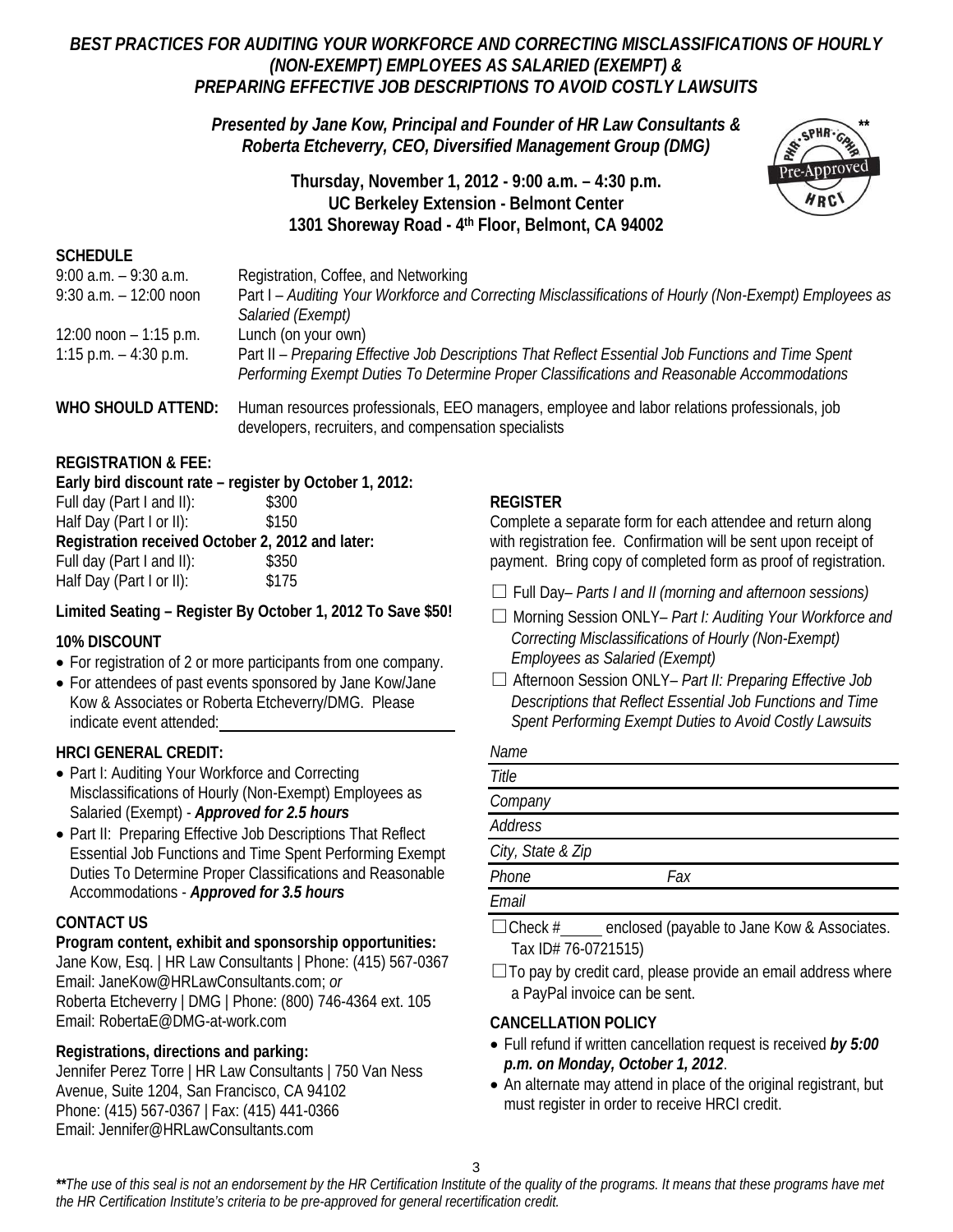# *BEST PRACTICES FOR AUDITING YOUR WORKFORCE AND CORRECTING MISCLASSIFICATIONS OF HOURLY (NON-EXEMPT) EMPLOYEES AS SALARIED (EXEMPT) & PREPARING EFFECTIVE JOB DESCRIPTIONS TO AVOID COSTLY LAWSUITS*

***Presented by Jane Kow, Principal and Founder of HR Law Consultants & Roberta Etcheverry, CEO, Diversified Management Group (DMG)***

**Thursday, November 1, 2012 - 9:00 a.m. – 4:30 p.m.**
**UC Berkeley Extension - Belmont Center**
**1301 Shoreway Road - 4th Floor, Belmont, CA 94002**

PHR · SPHR · GPHR Pre-Approved HRCI **

## SCHEDULE

| | |
|---|---|
| 9:00 a.m. – 9:30 a.m. | Registration, Coffee, and Networking |
| 9:30 a.m. – 12:00 noon | Part I – *Auditing Your Workforce and Correcting Misclassifications of Hourly (Non-Exempt) Employees as Salaried (Exempt)* |
| 12:00 noon – 1:15 p.m. | Lunch (on your own) |
| 1:15 p.m. – 4:30 p.m. | Part II – *Preparing Effective Job Descriptions That Reflect Essential Job Functions and Time Spent Performing Exempt Duties To Determine Proper Classifications and Reasonable Accommodations* |

**WHO SHOULD ATTEND:** Human resources professionals, EEO managers, employee and labor relations professionals, job developers, recruiters, and compensation specialists

## REGISTRATION & FEE:

**Early bird discount rate – register by October 1, 2012:**

| | |
|---|---|
| Full day (Part I and II): | $300 |
| Half Day (Part I or II): | $150 |

**Registration received October 2, 2012 and later:**

| | |
|---|---|
| Full day (Part I and II): | $350 |
| Half Day (Part I or II): | $175 |

**Limited Seating – Register By October 1, 2012 To Save $50!**

## 10% DISCOUNT

- For registration of 2 or more participants from one company.
- For attendees of past events sponsored by Jane Kow/Jane Kow & Associates or Roberta Etcheverry/DMG. Please indicate event attended: ______________________________

## HRCI GENERAL CREDIT:

- Part I: Auditing Your Workforce and Correcting Misclassifications of Hourly (Non-Exempt) Employees as Salaried (Exempt) - ***Approved for 2.5 hours***
- Part II: Preparing Effective Job Descriptions That Reflect Essential Job Functions and Time Spent Performing Exempt Duties To Determine Proper Classifications and Reasonable Accommodations - ***Approved for 3.5 hours***

## CONTACT US

**Program content, exhibit and sponsorship opportunities:**
Jane Kow, Esq. | HR Law Consultants | Phone: (415) 567-0367
Email: JaneKow@HRLawConsultants.com; *or*
Roberta Etcheverry | DMG | Phone: (800) 746-4364 ext. 105
Email: RobertaE@DMG-at-work.com

**Registrations, directions and parking:**
Jennifer Perez Torre | HR Law Consultants | 750 Van Ness Avenue, Suite 1204, San Francisco, CA 94102
Phone: (415) 567-0367 | Fax: (415) 441-0366
Email: Jennifer@HRLawConsultants.com

## REGISTER

Complete a separate form for each attendee and return along with registration fee. Confirmation will be sent upon receipt of payment. Bring copy of completed form as proof of registration.

- ☐ Full Day– *Parts I and II (morning and afternoon sessions)*
- ☐ Morning Session ONLY– *Part I: Auditing Your Workforce and Correcting Misclassifications of Hourly (Non-Exempt) Employees as Salaried (Exempt)*
- ☐ Afternoon Session ONLY– *Part II: Preparing Effective Job Descriptions that Reflect Essential Job Functions and Time Spent Performing Exempt Duties to Avoid Costly Lawsuits*

*Name* ______________________________

*Title* ______________________________

*Company* ______________________________

*Address* ______________________________

*City, State & Zip* ______________________________

*Phone* ______________ *Fax* ______________

*Email* ______________________________

☐ Check # _____ enclosed (payable to Jane Kow & Associates. Tax ID# 76-0721515)

☐ To pay by credit card, please provide an email address where a PayPal invoice can be sent.

## CANCELLATION POLICY

- Full refund if written cancellation request is received ***by 5:00 p.m. on Monday, October 1, 2012***.
- An alternate may attend in place of the original registrant, but must register in order to receive HRCI credit.

*\*\*The use of this seal is not an endorsement by the HR Certification Institute of the quality of the programs. It means that these programs have met the HR Certification Institute's criteria to be pre-approved for general recertification credit.*